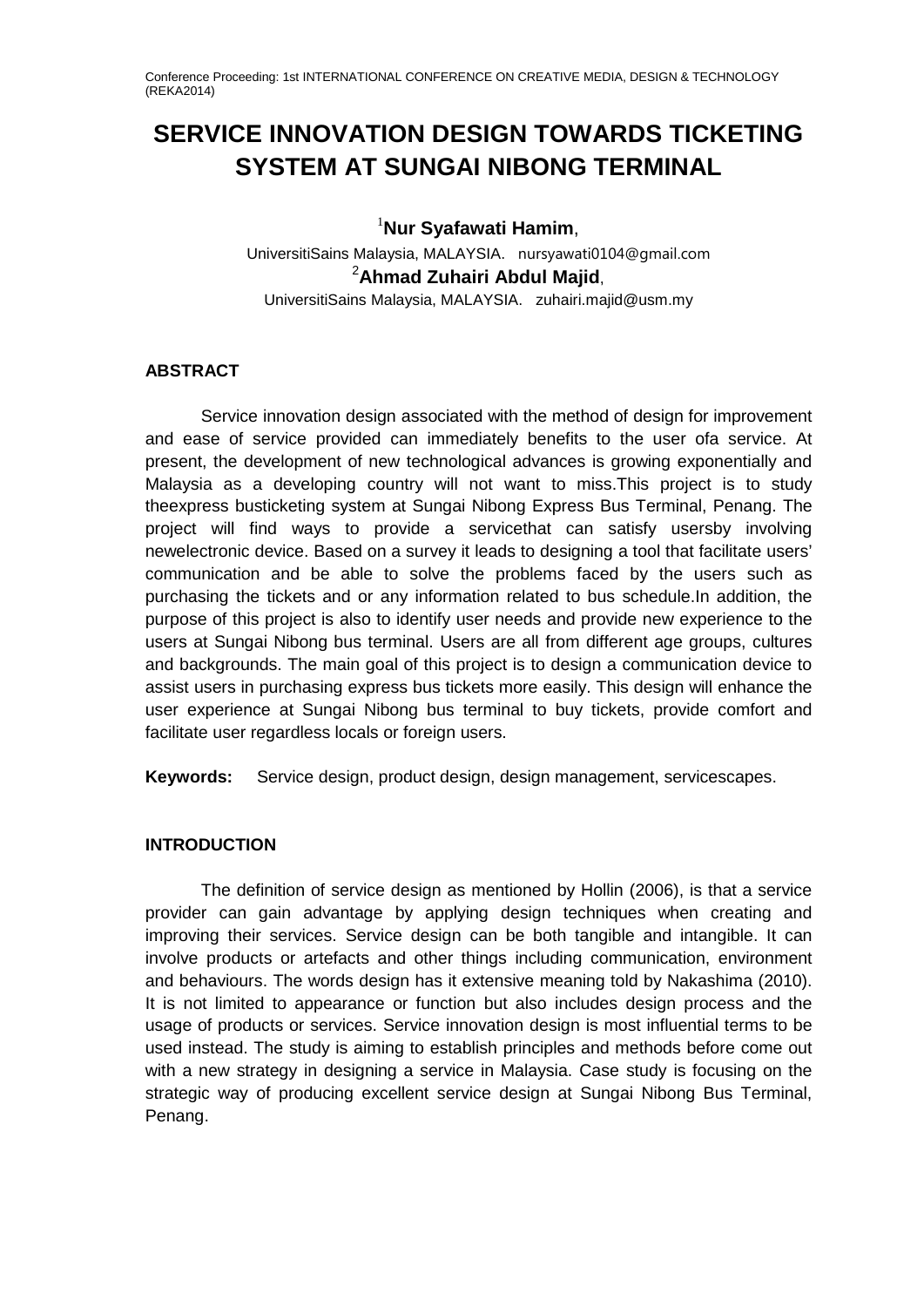Conference Proceeding: 1st INTERNATIONAL CONFERENCE ON CREATIVE MEDIA, DESIGN & TECHNOLOGY (REKA2014)

# SERVICE INNOVATION DESIGN TOWARDS TICKETING SYSTEM AT SUNGAI NIBONG TERMINAL

[1]**Nur Syafawati Hamim**,
UniversitiSains Malaysia, MALAYSIA. nursyawati0104@gmail.com
[2]**Ahmad Zuhairi Abdul Majid**,
UniversitiSains Malaysia, MALAYSIA. zuhairi.majid@usm.my

## ABSTRACT

Service innovation design associated with the method of design for improvement and ease of service provided can immediately benefits to the user ofa service. At present, the development of new technological advances is growing exponentially and Malaysia as a developing country will not want to miss.This project is to study theexpress busticketing system at Sungai Nibong Express Bus Terminal, Penang. The project will find ways to provide a servicethat can satisfy usersby involving newelectronic device. Based on a survey it leads to designing a tool that facilitate users' communication and be able to solve the problems faced by the users such as purchasing the tickets and or any information related to bus schedule.In addition, the purpose of this project is also to identify user needs and provide new experience to the users at Sungai Nibong bus terminal. Users are all from different age groups, cultures and backgrounds. The main goal of this project is to design a communication device to assist users in purchasing express bus tickets more easily. This design will enhance the user experience at Sungai Nibong bus terminal to buy tickets, provide comfort and facilitate user regardless locals or foreign users.

**Keywords:** Service design, product design, design management, servicescapes.

## INTRODUCTION

The definition of service design as mentioned by Hollin (2006), is that a service provider can gain advantage by applying design techniques when creating and improving their services. Service design can be both tangible and intangible. It can involve products or artefacts and other things including communication, environment and behaviours. The words design has it extensive meaning told by Nakashima (2010). It is not limited to appearance or function but also includes design process and the usage of products or services. Service innovation design is most influential terms to be used instead. The study is aiming to establish principles and methods before come out with a new strategy in designing a service in Malaysia. Case study is focusing on the strategic way of producing excellent service design at Sungai Nibong Bus Terminal, Penang.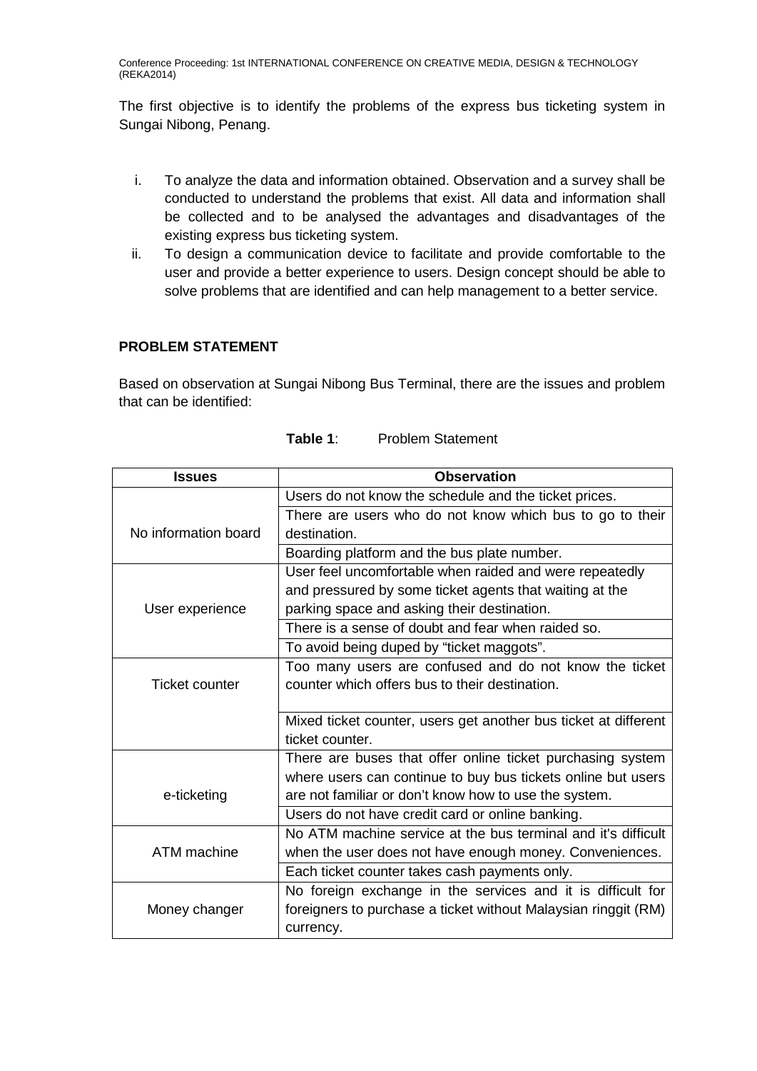The first objective is to identify the problems of the express bus ticketing system in Sungai Nibong, Penang.

i. To analyze the data and information obtained. Observation and a survey shall be conducted to understand the problems that exist. All data and information shall be collected and to be analysed the advantages and disadvantages of the existing express bus ticketing system.
ii. To design a communication device to facilitate and provide comfortable to the user and provide a better experience to users. Design concept should be able to solve problems that are identified and can help management to a better service.

## PROBLEM STATEMENT

Based on observation at Sungai Nibong Bus Terminal, there are the issues and problem that can be identified:

**Table 1**: Problem Statement

| Issues | Observation |
|---|---|
| No information board | Users do not know the schedule and the ticket prices. |
| | There are users who do not know which bus to go to their destination. |
| | Boarding platform and the bus plate number. |
| User experience | User feel uncomfortable when raided and were repeatedly and pressured by some ticket agents that waiting at the parking space and asking their destination. |
| | There is a sense of doubt and fear when raided so. |
| | To avoid being duped by “ticket maggots”. |
| Ticket counter | Too many users are confused and do not know the ticket counter which offers bus to their destination. |
| | Mixed ticket counter, users get another bus ticket at different ticket counter. |
| e-ticketing | There are buses that offer online ticket purchasing system where users can continue to buy bus tickets online but users are not familiar or don’t know how to use the system. |
| | Users do not have credit card or online banking. |
| ATM machine | No ATM machine service at the bus terminal and it's difficult when the user does not have enough money. Conveniences. |
| | Each ticket counter takes cash payments only. |
| Money changer | No foreign exchange in the services and it is difficult for foreigners to purchase a ticket without Malaysian ringgit (RM) currency. |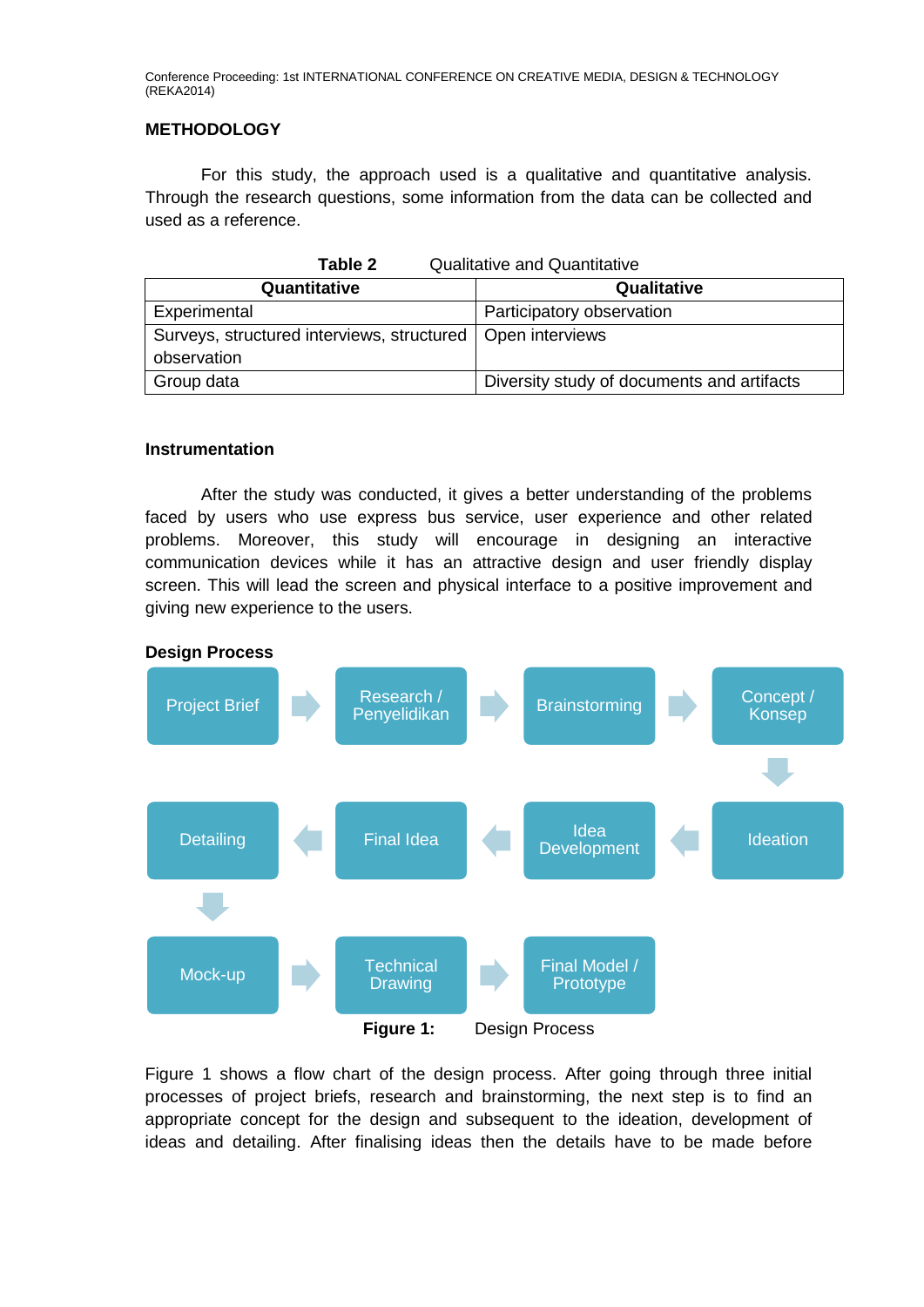## METHODOLOGY

For this study, the approach used is a qualitative and quantitative analysis. Through the research questions, some information from the data can be collected and used as a reference.

**Table 2** Qualitative and Quantitative

| Quantitative | Qualitative |
|---|---|
| Experimental | Participatory observation |
| Surveys, structured interviews, structured observation | Open interviews |
| Group data | Diversity study of documents and artifacts |

### Instrumentation

After the study was conducted, it gives a better understanding of the problems faced by users who use express bus service, user experience and other related problems. Moreover, this study will encourage in designing an interactive communication devices while it has an attractive design and user friendly display screen. This will lead the screen and physical interface to a positive improvement and giving new experience to the users.

### Design Process

Project Brief → Research / Penyelidikan → Brainstorming → Concept / Konsep → Ideation → Idea Development → Final Idea → Detailing → Mock-up → Technical Drawing → Final Model / Prototype

**Figure 1:** Design Process

Figure 1 shows a flow chart of the design process. After going through three initial processes of project briefs, research and brainstorming, the next step is to find an appropriate concept for the design and subsequent to the ideation, development of ideas and detailing. After finalising ideas then the details have to be made before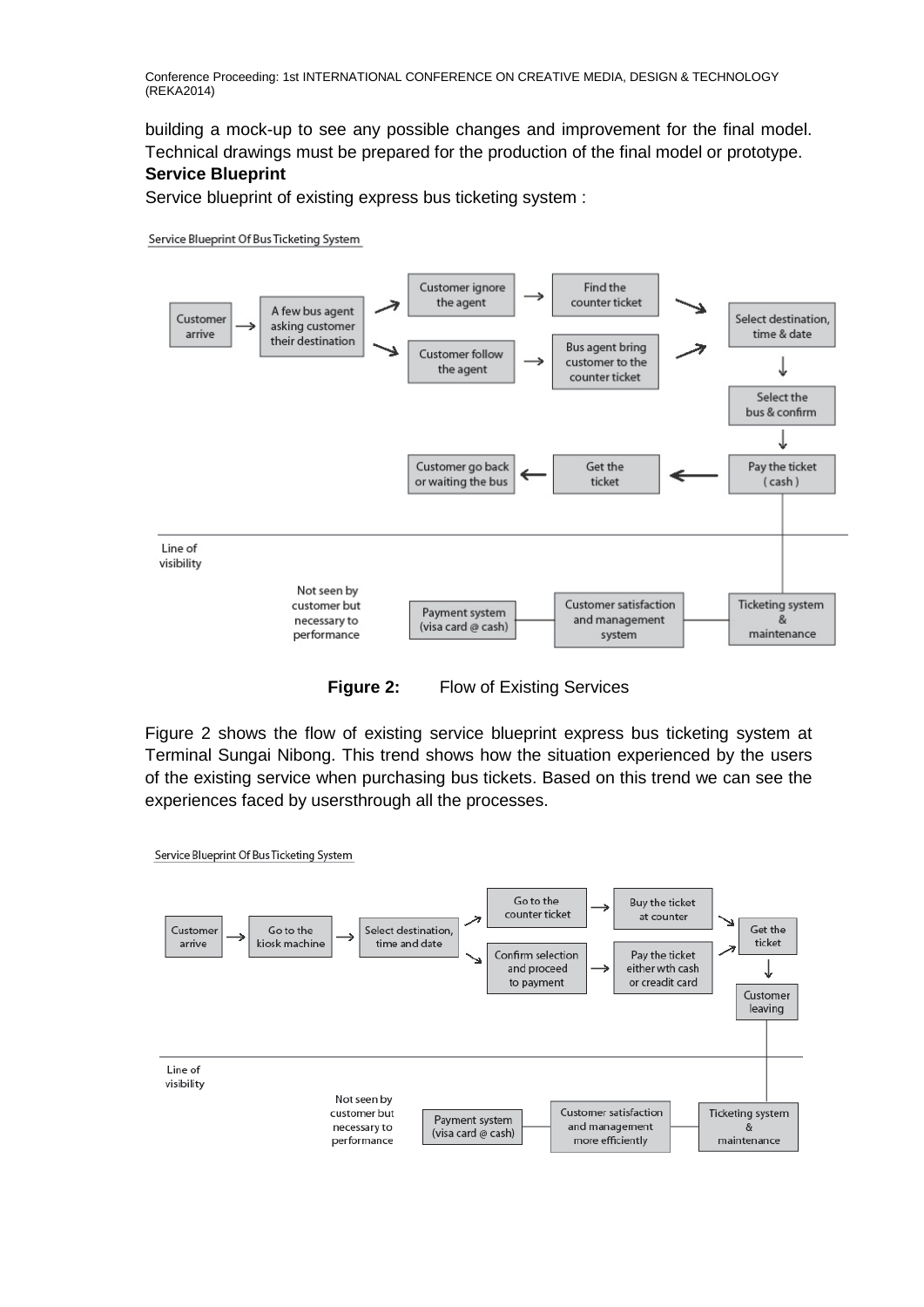building a mock-up to see any possible changes and improvement for the final model. Technical drawings must be prepared for the production of the final model or prototype.

**Service Blueprint**

Service blueprint of existing express bus ticketing system :

Service Blueprint Of Bus Ticketing System

Customer arrive → A few bus agent asking customer their destination → Customer ignore the agent → Find the counter ticket → Select destination, time & date

A few bus agent asking customer their destination → Customer follow the agent → Bus agent bring customer to the counter ticket → Select destination, time & date

Select destination, time & date → Select the bus & confirm → Pay the ticket (cash) → Get the ticket → Customer go back or waiting the bus

Line of visibility

Not seen by customer but necessary to performance: Payment system (visa card @ cash) — Customer satisfaction and management system — Ticketing system & maintenance

**Figure 2:** Flow of Existing Services

Figure 2 shows the flow of existing service blueprint express bus ticketing system at Terminal Sungai Nibong. This trend shows how the situation experienced by the users of the existing service when purchasing bus tickets. Based on this trend we can see the experiences faced by usersthrough all the processes.

Service Blueprint Of Bus Ticketing System

Customer arrive → Go to the kiosk machine → Select destination, time and date → Go to the counter ticket → Buy the ticket at counter → Get the ticket

Select destination, time and date → Confirm selection and proceed to payment → Pay the ticket either wth cash or creadit card → Get the ticket

Get the ticket → Customer leaving

Line of visibility

Not seen by customer but necessary to performance: Payment system (visa card @ cash) — Customer satisfaction and management more efficiently — Ticketing system & maintenance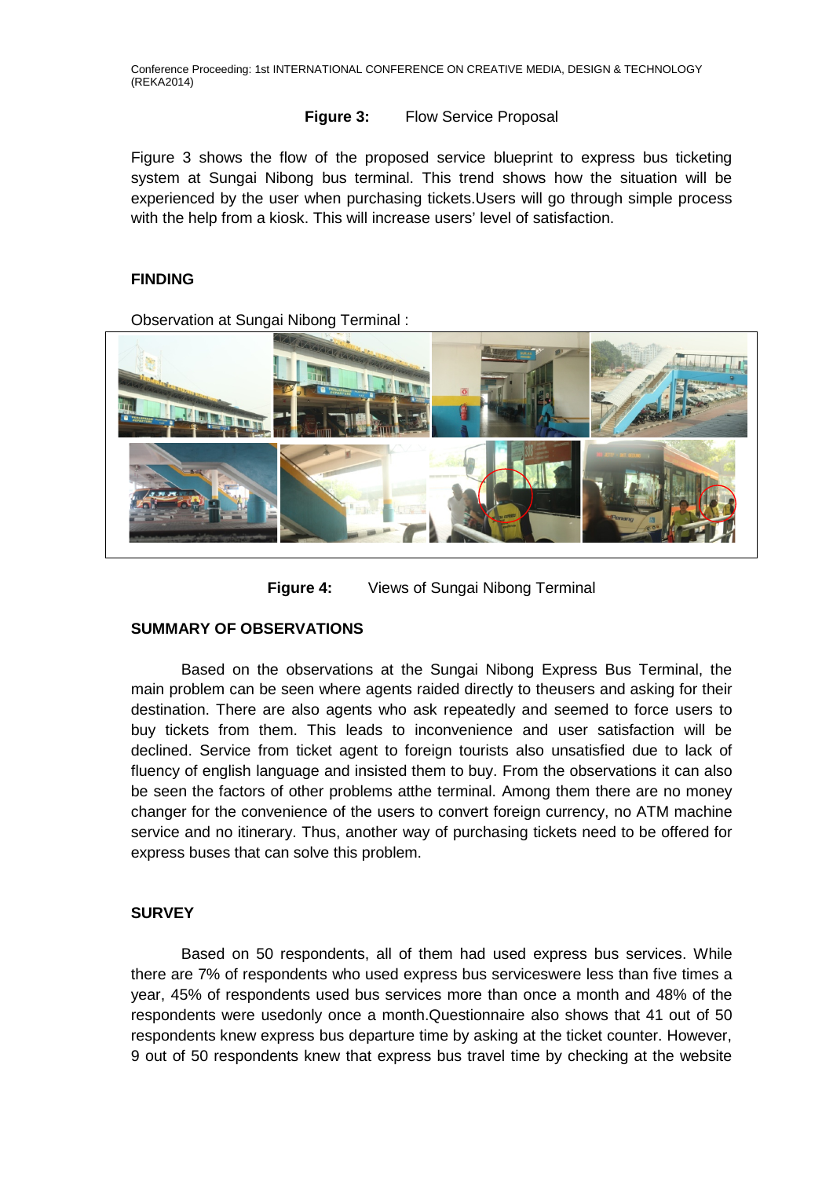**Figure 3:** Flow Service Proposal

Figure 3 shows the flow of the proposed service blueprint to express bus ticketing system at Sungai Nibong bus terminal. This trend shows how the situation will be experienced by the user when purchasing tickets.Users will go through simple process with the help from a kiosk. This will increase users' level of satisfaction.

## FINDING

Observation at Sungai Nibong Terminal :

**Figure 4:** Views of Sungai Nibong Terminal

## SUMMARY OF OBSERVATIONS

Based on the observations at the Sungai Nibong Express Bus Terminal, the main problem can be seen where agents raided directly to theusers and asking for their destination. There are also agents who ask repeatedly and seemed to force users to buy tickets from them. This leads to inconvenience and user satisfaction will be declined. Service from ticket agent to foreign tourists also unsatisfied due to lack of fluency of english language and insisted them to buy. From the observations it can also be seen the factors of other problems atthe terminal. Among them there are no money changer for the convenience of the users to convert foreign currency, no ATM machine service and no itinerary. Thus, another way of purchasing tickets need to be offered for express buses that can solve this problem.

## SURVEY

Based on 50 respondents, all of them had used express bus services. While there are 7% of respondents who used express bus serviceswere less than five times a year, 45% of respondents used bus services more than once a month and 48% of the respondents were usedonly once a month.Questionnaire also shows that 41 out of 50 respondents knew express bus departure time by asking at the ticket counter. However, 9 out of 50 respondents knew that express bus travel time by checking at the website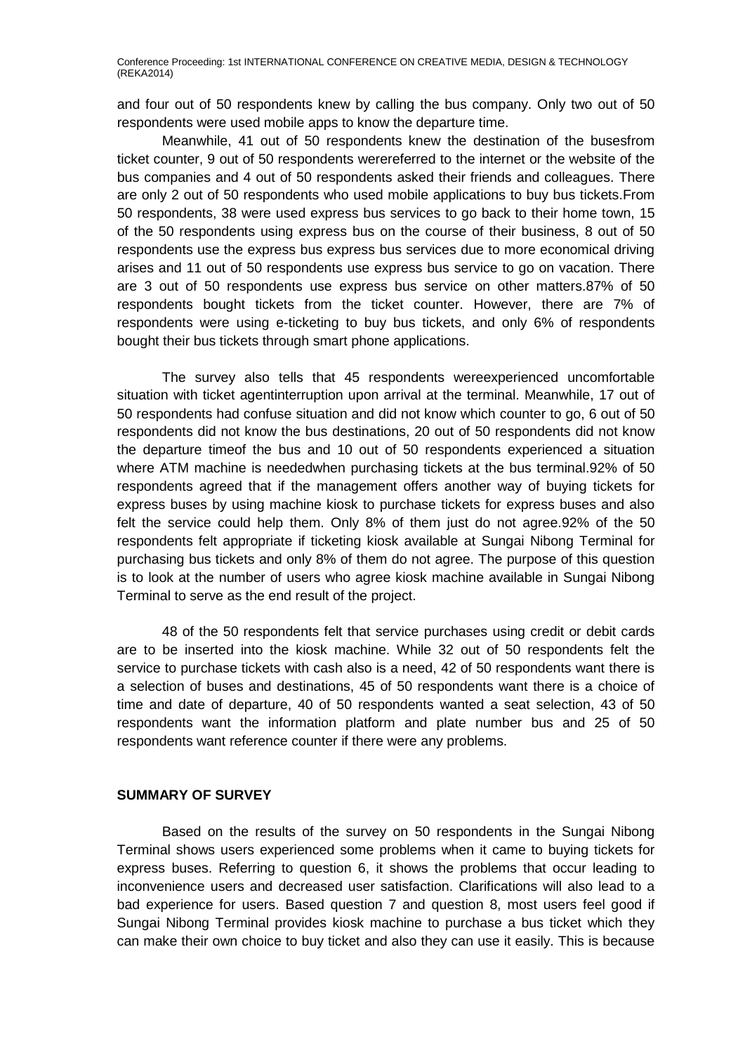and four out of 50 respondents knew by calling the bus company. Only two out of 50 respondents were used mobile apps to know the departure time.

Meanwhile, 41 out of 50 respondents knew the destination of the busesfrom ticket counter, 9 out of 50 respondents werereferred to the internet or the website of the bus companies and 4 out of 50 respondents asked their friends and colleagues. There are only 2 out of 50 respondents who used mobile applications to buy bus tickets.From 50 respondents, 38 were used express bus services to go back to their home town, 15 of the 50 respondents using express bus on the course of their business, 8 out of 50 respondents use the express bus express bus services due to more economical driving arises and 11 out of 50 respondents use express bus service to go on vacation. There are 3 out of 50 respondents use express bus service on other matters.87% of 50 respondents bought tickets from the ticket counter. However, there are 7% of respondents were using e-ticketing to buy bus tickets, and only 6% of respondents bought their bus tickets through smart phone applications.

The survey also tells that 45 respondents wereexperienced uncomfortable situation with ticket agentinterruption upon arrival at the terminal. Meanwhile, 17 out of 50 respondents had confuse situation and did not know which counter to go, 6 out of 50 respondents did not know the bus destinations, 20 out of 50 respondents did not know the departure timeof the bus and 10 out of 50 respondents experienced a situation where ATM machine is neededwhen purchasing tickets at the bus terminal.92% of 50 respondents agreed that if the management offers another way of buying tickets for express buses by using machine kiosk to purchase tickets for express buses and also felt the service could help them. Only 8% of them just do not agree.92% of the 50 respondents felt appropriate if ticketing kiosk available at Sungai Nibong Terminal for purchasing bus tickets and only 8% of them do not agree. The purpose of this question is to look at the number of users who agree kiosk machine available in Sungai Nibong Terminal to serve as the end result of the project.

48 of the 50 respondents felt that service purchases using credit or debit cards are to be inserted into the kiosk machine. While 32 out of 50 respondents felt the service to purchase tickets with cash also is a need, 42 of 50 respondents want there is a selection of buses and destinations, 45 of 50 respondents want there is a choice of time and date of departure, 40 of 50 respondents wanted a seat selection, 43 of 50 respondents want the information platform and plate number bus and 25 of 50 respondents want reference counter if there were any problems.

## SUMMARY OF SURVEY

Based on the results of the survey on 50 respondents in the Sungai Nibong Terminal shows users experienced some problems when it came to buying tickets for express buses. Referring to question 6, it shows the problems that occur leading to inconvenience users and decreased user satisfaction. Clarifications will also lead to a bad experience for users. Based question 7 and question 8, most users feel good if Sungai Nibong Terminal provides kiosk machine to purchase a bus ticket which they can make their own choice to buy ticket and also they can use it easily. This is because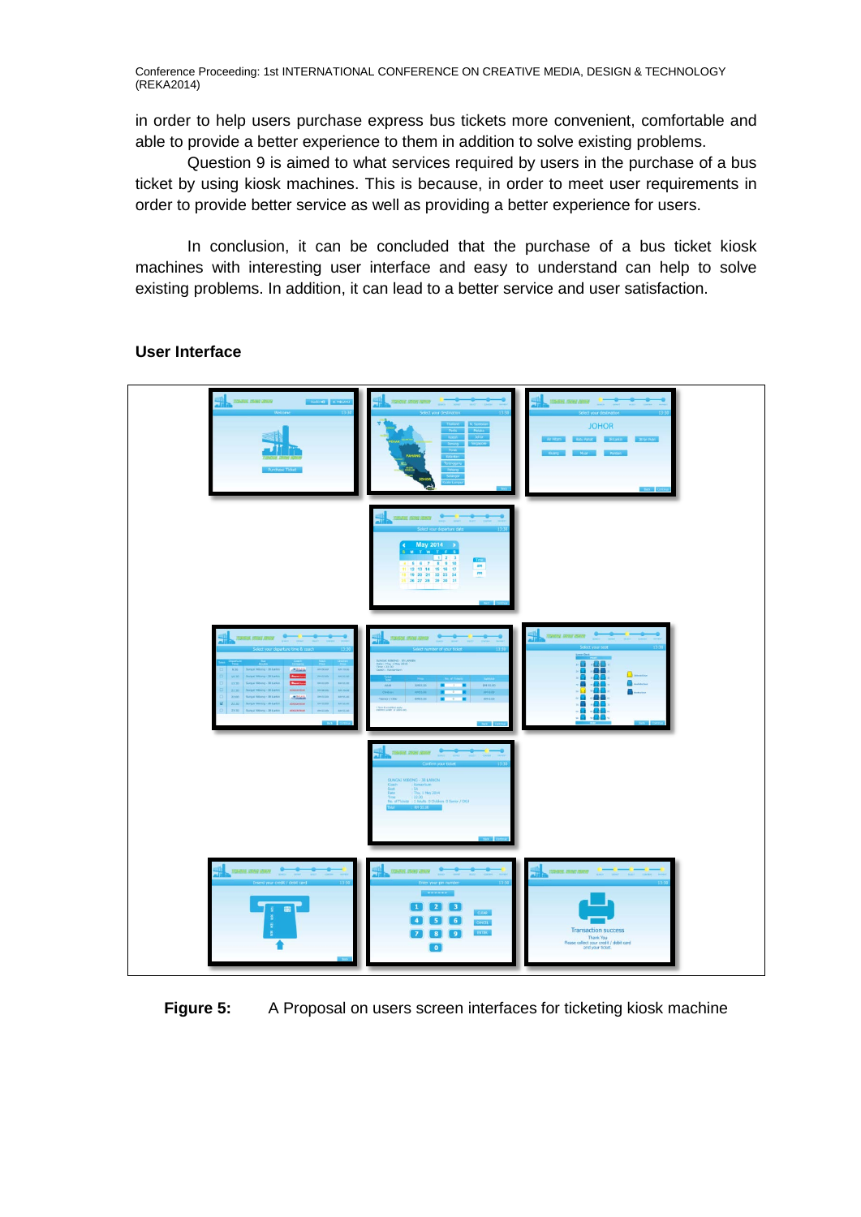in order to help users purchase express bus tickets more convenient, comfortable and able to provide a better experience to them in addition to solve existing problems.

Question 9 is aimed to what services required by users in the purchase of a bus ticket by using kiosk machines. This is because, in order to meet user requirements in order to provide better service as well as providing a better experience for users.

In conclusion, it can be concluded that the purchase of a bus ticket kiosk machines with interesting user interface and easy to understand can help to solve existing problems. In addition, it can lead to a better service and user satisfaction.

**User Interface**

**Figure 5:** A Proposal on users screen interfaces for ticketing kiosk machine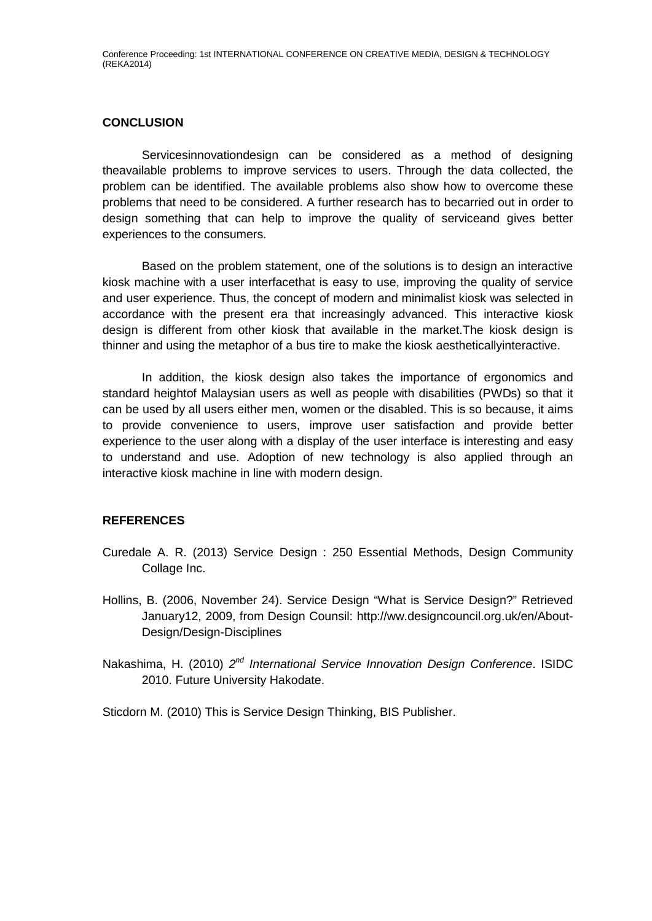## CONCLUSION

Servicesinnovationdesign can be considered as a method of designing theavailable problems to improve services to users. Through the data collected, the problem can be identified. The available problems also show how to overcome these problems that need to be considered. A further research has to becarried out in order to design something that can help to improve the quality of serviceand gives better experiences to the consumers.

Based on the problem statement, one of the solutions is to design an interactive kiosk machine with a user interfacethat is easy to use, improving the quality of service and user experience. Thus, the concept of modern and minimalist kiosk was selected in accordance with the present era that increasingly advanced. This interactive kiosk design is different from other kiosk that available in the market.The kiosk design is thinner and using the metaphor of a bus tire to make the kiosk aestheticallyinteractive.

In addition, the kiosk design also takes the importance of ergonomics and standard heightof Malaysian users as well as people with disabilities (PWDs) so that it can be used by all users either men, women or the disabled. This is so because, it aims to provide convenience to users, improve user satisfaction and provide better experience to the user along with a display of the user interface is interesting and easy to understand and use. Adoption of new technology is also applied through an interactive kiosk machine in line with modern design.

## REFERENCES

Curedale A. R. (2013) Service Design : 250 Essential Methods, Design Community Collage Inc.

Hollins, B. (2006, November 24). Service Design "What is Service Design?" Retrieved January12, 2009, from Design Counsil: http://ww.designcouncil.org.uk/en/About-Design/Design-Disciplines

Nakashima, H. (2010) *2nd International Service Innovation Design Conference*. ISIDC 2010. Future University Hakodate.

Sticdorn M. (2010) This is Service Design Thinking, BIS Publisher.